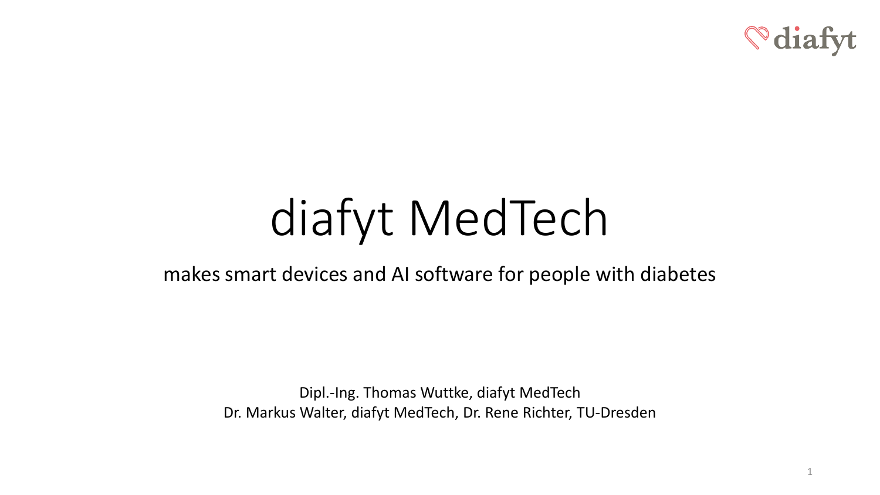# diafyt MedTech

makes smart devices and AI software for people with diabetes

Dipl.-Ing. Thomas Wuttke, diafyt MedTech
Dr. Markus Walter, diafyt MedTech, Dr. Rene Richter, TU-Dresden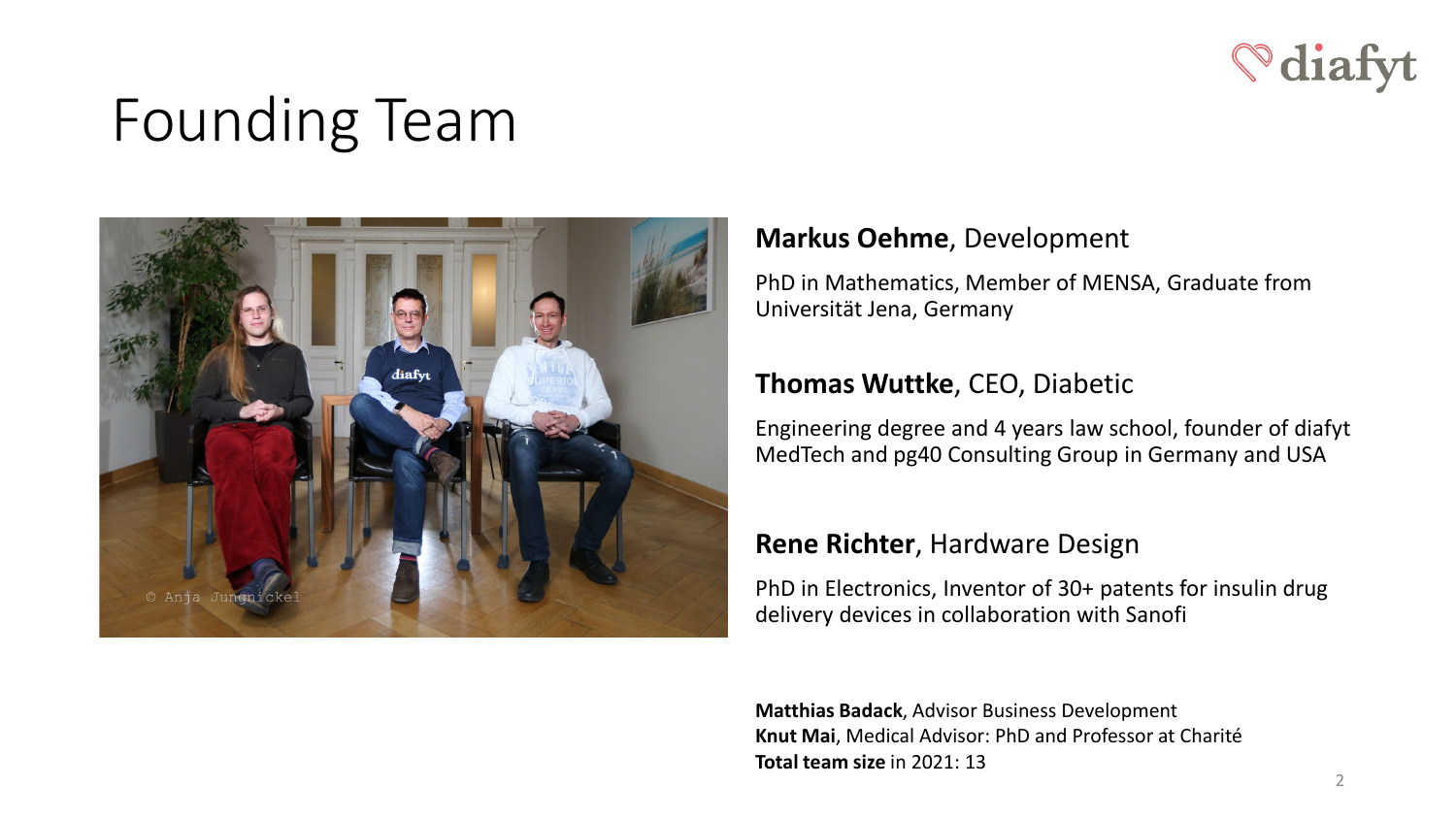# Founding Team

**Markus Oehme**, Development

PhD in Mathematics, Member of MENSA, Graduate from Universität Jena, Germany

**Thomas Wuttke**, CEO, Diabetic

Engineering degree and 4 years law school, founder of diafyt MedTech and pg40 Consulting Group in Germany and USA

**Rene Richter**, Hardware Design

PhD in Electronics, Inventor of 30+ patents for insulin drug delivery devices in collaboration with Sanofi

**Matthias Badack**, Advisor Business Development
**Knut Mai**, Medical Advisor: PhD and Professor at Charité
**Total team size** in 2021: 13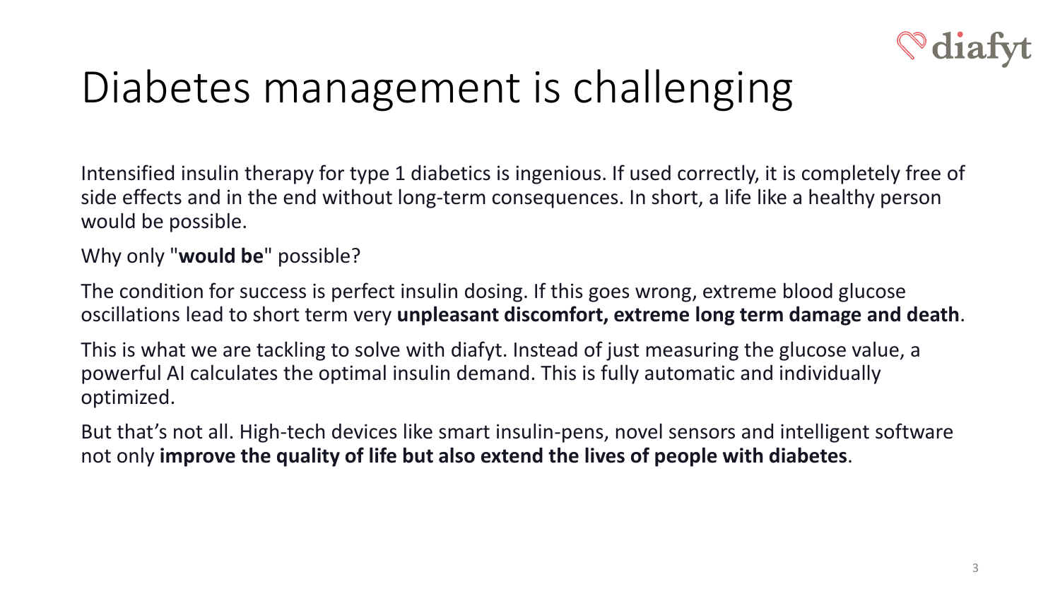# Diabetes management is challenging

Intensified insulin therapy for type 1 diabetics is ingenious. If used correctly, it is completely free of side effects and in the end without long-term consequences. In short, a life like a healthy person would be possible.

Why only "**would be**" possible?

The condition for success is perfect insulin dosing. If this goes wrong, extreme blood glucose oscillations lead to short term very **unpleasant discomfort, extreme long term damage and death**.

This is what we are tackling to solve with diafyt. Instead of just measuring the glucose value, a powerful AI calculates the optimal insulin demand. This is fully automatic and individually optimized.

But that's not all. High-tech devices like smart insulin-pens, novel sensors and intelligent software not only **improve the quality of life but also extend the lives of people with diabetes**.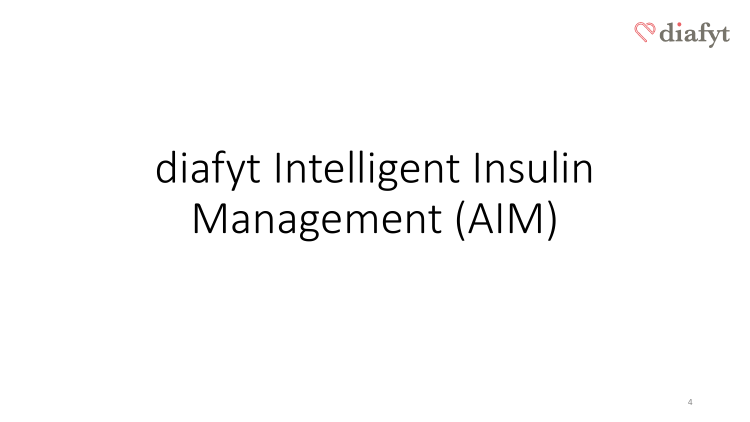# diafyt Intelligent Insulin Management (AIM)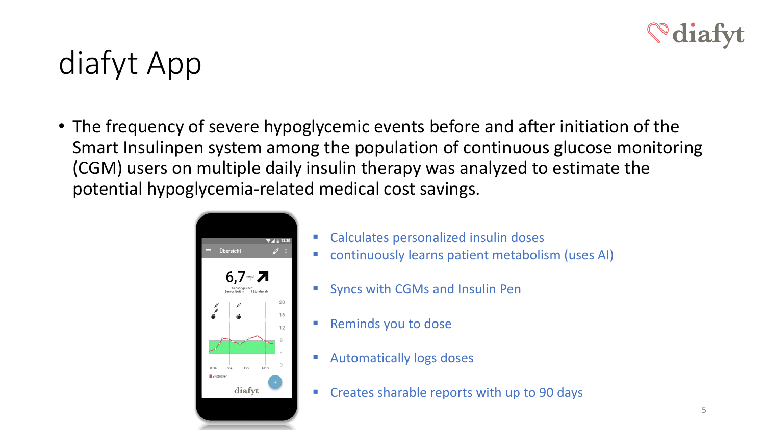# diafyt App

- The frequency of severe hypoglycemic events before and after initiation of the Smart Insulinpen system among the population of continuous glucose monitoring (CGM) users on multiple daily insulin therapy was analyzed to estimate the potential hypoglycemia-related medical cost savings.

- Calculates personalized insulin doses
- continuously learns patient metabolism (uses AI)
- Syncs with CGMs and Insulin Pen
- Reminds you to dose
- Automatically logs doses
- Creates sharable reports with up to 90 days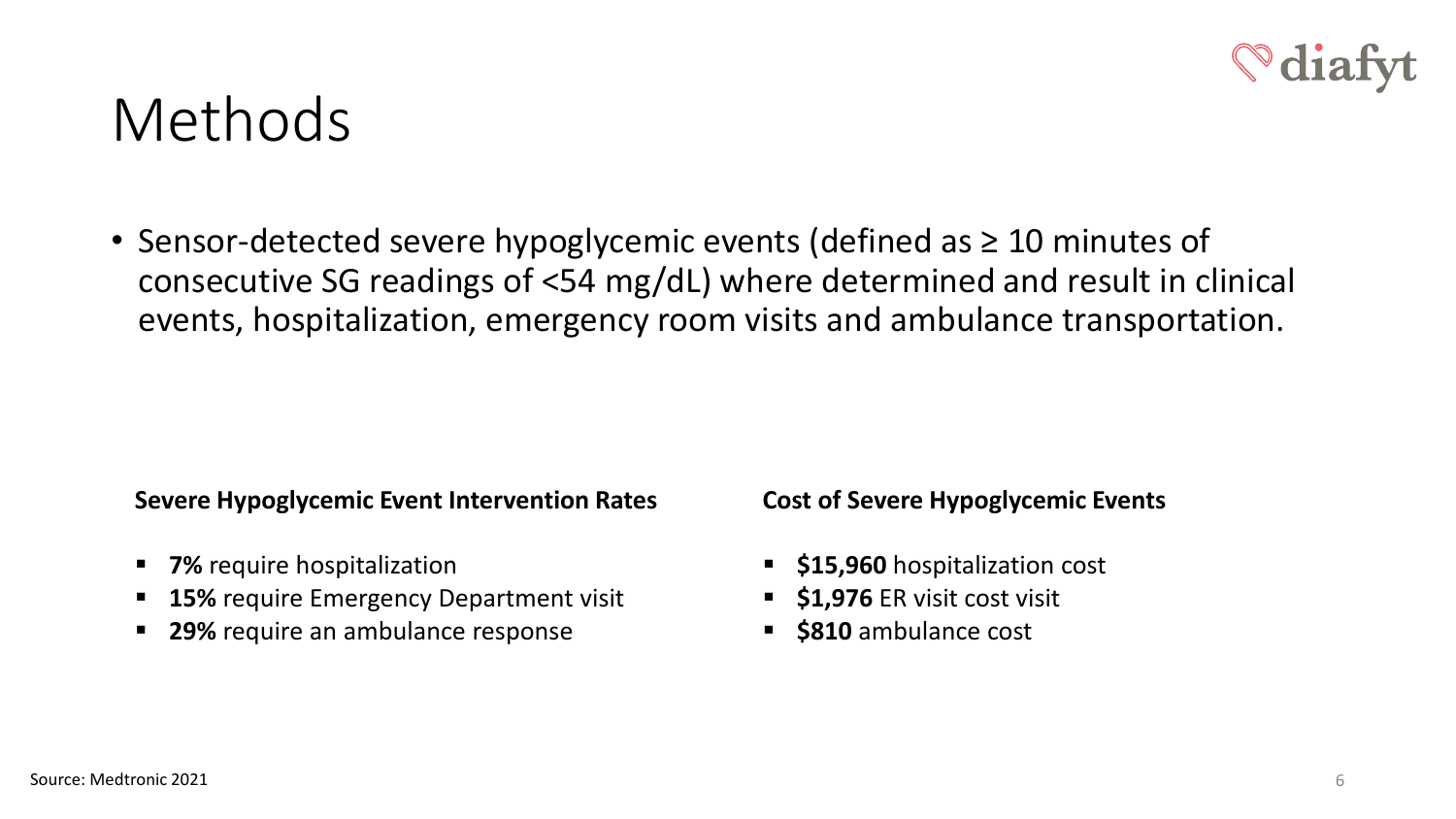# Methods

- Sensor-detected severe hypoglycemic events (defined as ≥ 10 minutes of consecutive SG readings of <54 mg/dL) where determined and result in clinical events, hospitalization, emergency room visits and ambulance transportation.

**Severe Hypoglycemic Event Intervention Rates**

- **7%** require hospitalization
- **15%** require Emergency Department visit
- **29%** require an ambulance response

**Cost of Severe Hypoglycemic Events**

- **$15,960** hospitalization cost
- **$1,976** ER visit cost visit
- **$810** ambulance cost

Source: Medtronic 2021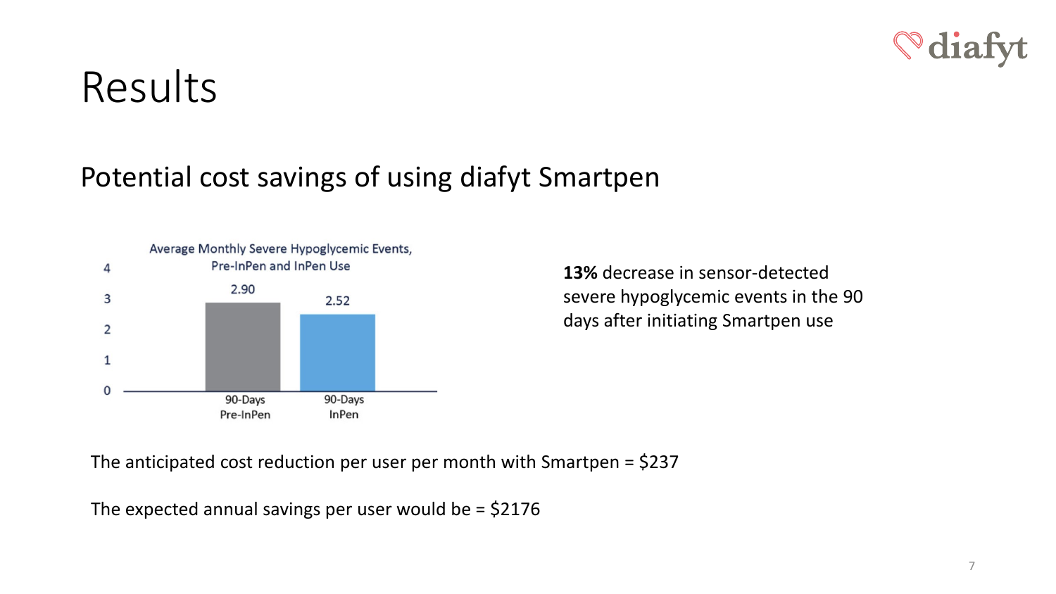# Results

## Potential cost savings of using diafyt Smartpen

Average Monthly Severe Hypoglycemic Events, Pre-InPen and InPen Use

| | Average Monthly Severe Hypoglycemic Events |
|---|---|
| 90-Days Pre-InPen | 2.90 |
| 90-Days InPen | 2.52 |

**13%** decrease in sensor-detected severe hypoglycemic events in the 90 days after initiating Smartpen use

The anticipated cost reduction per user per month with Smartpen = $237

The expected annual savings per user would be = $2176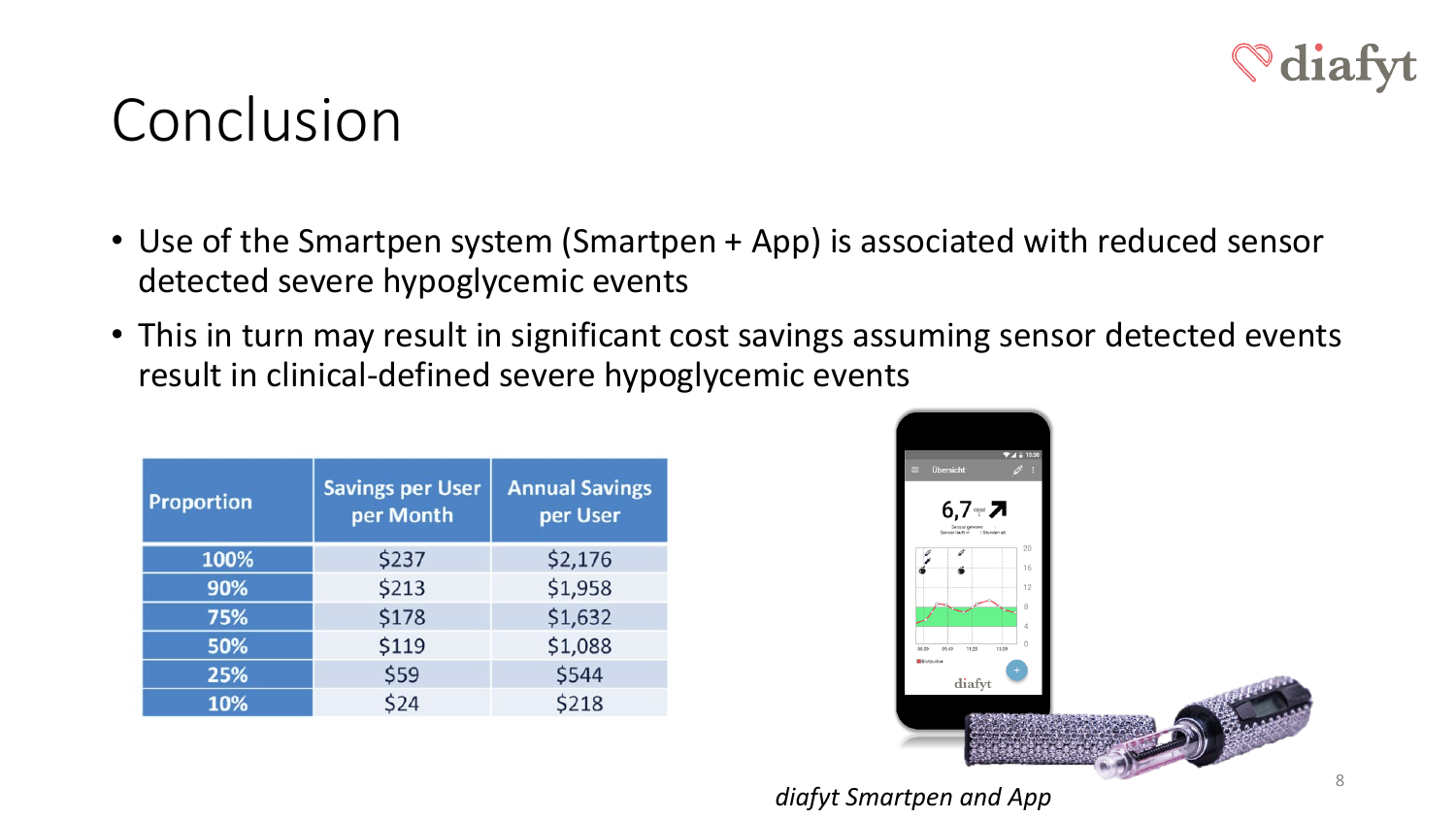# Conclusion

- Use of the Smartpen system (Smartpen + App) is associated with reduced sensor detected severe hypoglycemic events
- This in turn may result in significant cost savings assuming sensor detected events result in clinical-defined severe hypoglycemic events

| Proportion | Savings per User per Month | Annual Savings per User |
|---|---|---|
| 100% | $237 | $2,176 |
| 90% | $213 | $1,958 |
| 75% | $178 | $1,632 |
| 50% | $119 | $1,088 |
| 25% | $59 | $544 |
| 10% | $24 | $218 |

*diafyt Smartpen and App*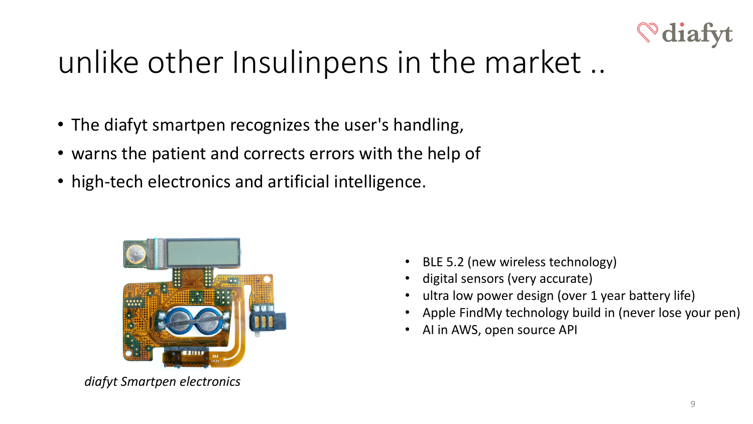# unlike other Insulinpens in the market ..

- The diafyt smartpen recognizes the user's handling,
- warns the patient and corrects errors with the help of
- high-tech electronics and artificial intelligence.

*diafyt Smartpen electronics*

- BLE 5.2 (new wireless technology)
- digital sensors (very accurate)
- ultra low power design (over 1 year battery life)
- Apple FindMy technology build in (never lose your pen)
- AI in AWS, open source API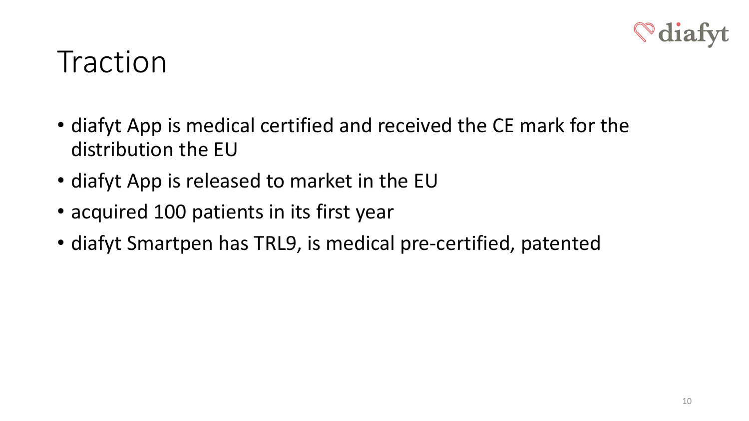# Traction

- diafyt App is medical certified and received the CE mark for the distribution the EU
- diafyt App is released to market in the EU
- acquired 100 patients in its first year
- diafyt Smartpen has TRL9, is medical pre-certified, patented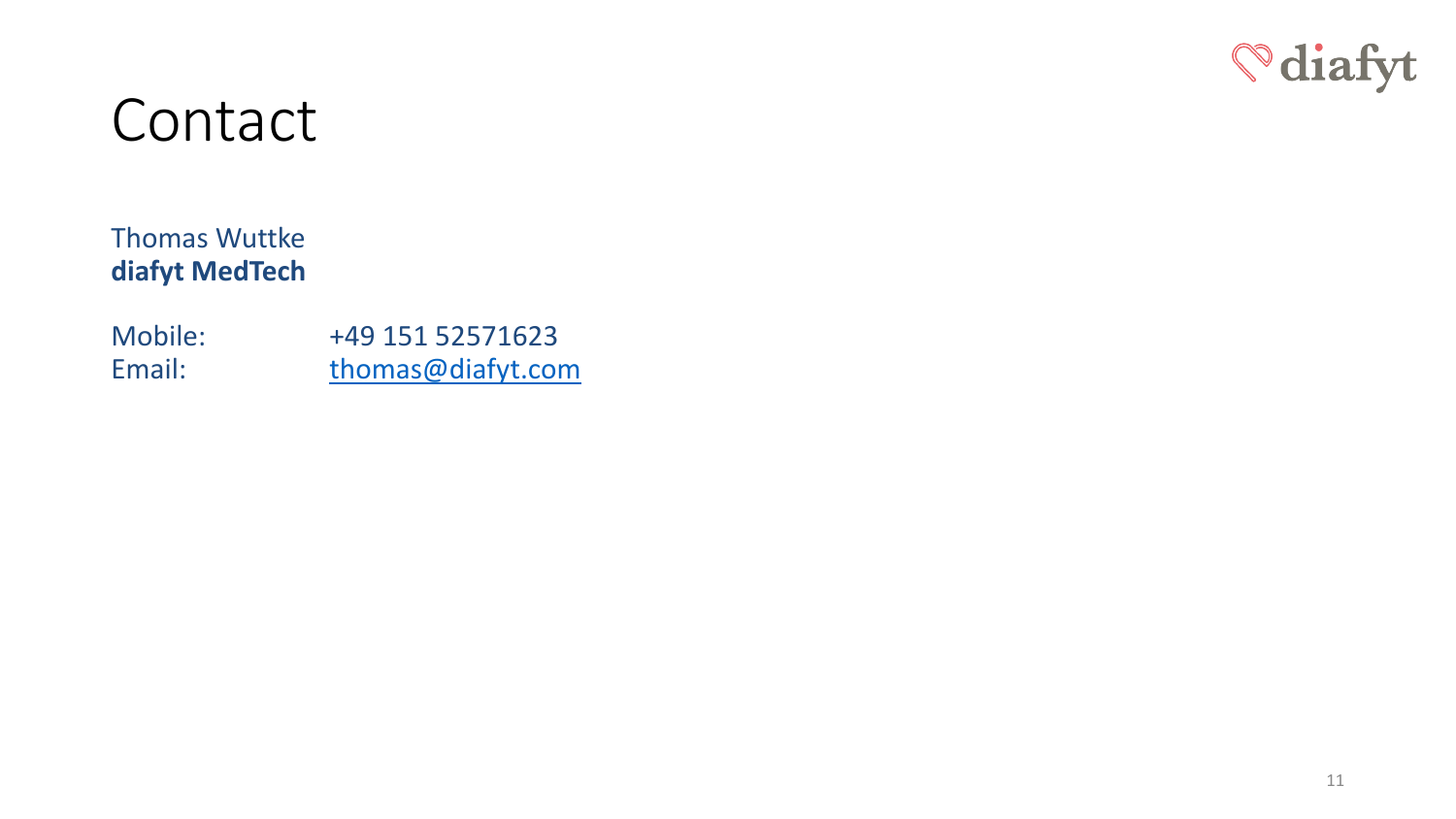diafyt

# Contact

Thomas Wuttke
**diafyt MedTech**

Mobile: +49 151 52571623
Email: thomas@diafyt.com